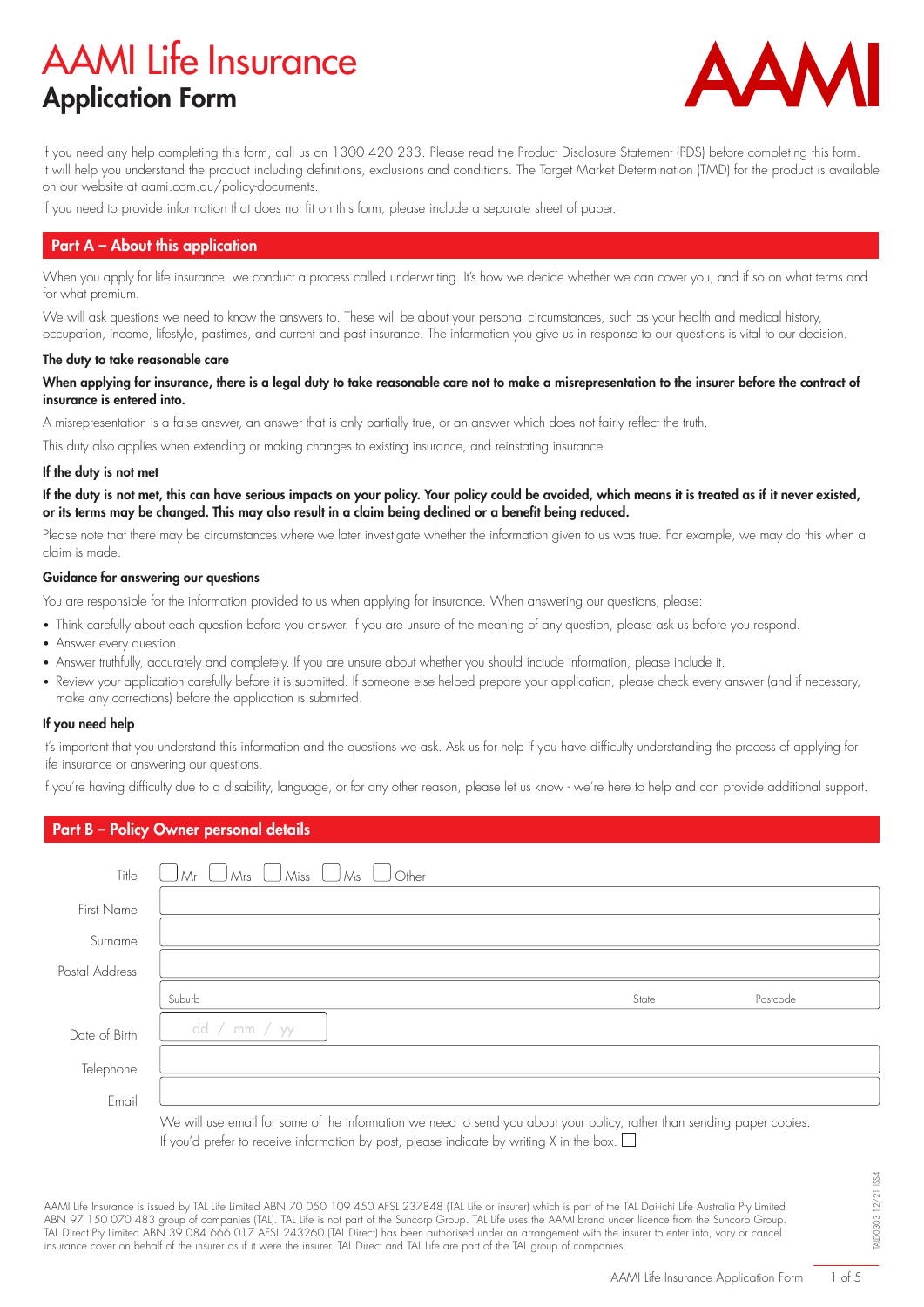# AAMI Life Insurance

## Application Form

If you need any help completing this form, call us on 1300 420 233. Please read the Product Disclosure Statement (PDS) before completing this form. It will help you understand the product including definitions, exclusions and conditions. The Target Market Determination (TMD) for the product is available on our website at aami.com.au/policy-documents.

If you need to provide information that does not fit on this form, please include a separate sheet of paper.

## Part A – About this application

When you apply for life insurance, we conduct a process called underwriting. It's how we decide whether we can cover you, and if so on what terms and for what premium.

We will ask questions we need to know the answers to. These will be about your personal circumstances, such as your health and medical history, occupation, income, lifestyle, pastimes, and current and past insurance. The information you give us in response to our questions is vital to our decision.

### The duty to take reasonable care

**When applying for insurance, there is a legal duty to take reasonable care not to make a misrepresentation to the insurer before the contract of insurance is entered into.**

A misrepresentation is a false answer, an answer that is only partially true, or an answer which does not fairly reflect the truth.

This duty also applies when extending or making changes to existing insurance, and reinstating insurance.

### If the duty is not met

**If the duty is not met, this can have serious impacts on your policy. Your policy could be avoided, which means it is treated as if it never existed, or its terms may be changed. This may also result in a claim being declined or a benefit being reduced.**

Please note that there may be circumstances where we later investigate whether the information given to us was true. For example, we may do this when a claim is made.

### Guidance for answering our questions

You are responsible for the information provided to us when applying for insurance. When answering our questions, please:

- Think carefully about each question before you answer. If you are unsure of the meaning of any question, please ask us before you respond.
- Answer every question.
- Answer truthfully, accurately and completely. If you are unsure about whether you should include information, please include it.
- Review your application carefully before it is submitted. If someone else helped prepare your application, please check every answer (and if necessary, make any corrections) before the application is submitted.

### If you need help

It's important that you understand this information and the questions we ask. Ask us for help if you have difficulty understanding the process of applying for life insurance or answering our questions.

If you're having difficulty due to a disability, language, or for any other reason, please let us know - we're here to help and can provide additional support.

## Part B – Policy Owner personal details

Title ☐ Mr ☐ Mrs ☐ Miss ☐ Ms ☐ Other

First Name ______________________

Surname ______________________

Postal Address ______________________

Suburb ______________ State ______ Postcode ______

Date of Birth dd / mm / yy

Telephone ______________________

Email ______________________

We will use email for some of the information we need to send you about your policy, rather than sending paper copies.
If you'd prefer to receive information by post, please indicate by writing X in the box. ☐

AAMI Life Insurance is issued by TAL Life Limited ABN 70 050 109 450 AFSL 237848 (TAL Life or insurer) which is part of the TAL Dai-ichi Life Australia Pty Limited ABN 97 150 070 483 group of companies (TAL). TAL Life is not part of the Suncorp Group. TAL Life uses the AAMI brand under licence from the Suncorp Group. TAL Direct Pty Limited ABN 39 084 666 017 AFSL 243260 (TAL Direct) has been authorised under an arrangement with the insurer to enter into, vary or cancel insurance cover on behalf of the insurer as if it were the insurer. TAL Direct and TAL Life are part of the TAL group of companies.

TAID0303 12/21 IS64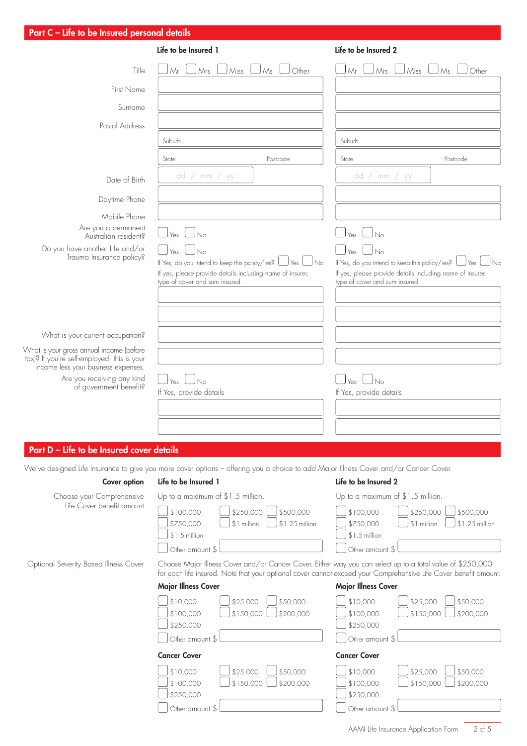## Part C – Life to be Insured personal details

| | Life to be Insured 1 | Life to be Insured 2 |
|---|---|---|
| Title | ☐ Mr ☐ Mrs ☐ Miss ☐ Ms ☐ Other | ☐ Mr ☐ Mrs ☐ Miss ☐ Ms ☐ Other |
| First Name | | |
| Surname | | |
| Postal Address | | |
| | Suburb | Suburb |
| | State Postcode | State Postcode |
| Date of Birth | dd / mm / yy | dd / mm / yy |
| Daytime Phone | | |
| Mobile Phone | | |
| Are you a permanent Australian resident? | ☐ Yes ☐ No | ☐ Yes ☐ No |
| Do you have another Life and/or Trauma Insurance policy? | ☐ Yes ☐ No<br>If Yes, do you intend to keep this policy/ies? ☐ Yes ☐ No<br>If yes, please provide details including name of insurer, type of cover and sum insured. | ☐ Yes ☐ No<br>If Yes, do you intend to keep this policy/ies? ☐ Yes ☐ No<br>If yes, please provide details including name of insurer, type of cover and sum insured. |
| What is your current occupation? | | |
| What is your gross annual income (before tax)? If you're self-employed, this is your income less your business expenses. | | |
| Are you receiving any kind of government benefit? | ☐ Yes ☐ No<br>If Yes, provide details | ☐ Yes ☐ No<br>If Yes, provide details |

## Part D – Life to be Insured cover details

We've designed Life Insurance to give you more cover options – offering you a choice to add Major Illness Cover and/or Cancer Cover.

| Cover option | Life to be Insured 1 | Life to be Insured 2 |
|---|---|---|
| Choose your Comprehensive Life Cover benefit amount | Up to a maximum of $1.5 million.<br>☐ $100,000 ☐ $250,000 ☐ $500,000<br>☐ $750,000 ☐ $1 million ☐ $1.25 million<br>☐ $1.5 million<br>☐ Other amount $ | Up to a maximum of $1.5 million.<br>☐ $100,000 ☐ $250,000 ☐ $500,000<br>☐ $750,000 ☐ $1 million ☐ $1.25 million<br>☐ $1.5 million<br>☐ Other amount $ |

**Optional Severity Based Illness Cover**

Choose Major Illness Cover and/or Cancer Cover. Either way you can select up to a total value of $250,000 for each life insured. Note that your optional cover cannot exceed your Comprehensive Life Cover benefit amount.

| | Life to be Insured 1 | Life to be Insured 2 |
|---|---|---|
| **Major Illness Cover** | ☐ $10,000 ☐ $25,000 ☐ $50,000<br>☐ $100,000 ☐ $150,000 ☐ $200,000<br>☐ $250,000<br>☐ Other amount $ | ☐ $10,000 ☐ $25,000 ☐ $50,000<br>☐ $100,000 ☐ $150,000 ☐ $200,000<br>☐ $250,000<br>☐ Other amount $ |
| **Cancer Cover** | ☐ $10,000 ☐ $25,000 ☐ $50,000<br>☐ $100,000 ☐ $150,000 ☐ $200,000<br>☐ $250,000<br>☐ Other amount $ | ☐ $10,000 ☐ $25,000 ☐ $50,000<br>☐ $100,000 ☐ $150,000 ☐ $200,000<br>☐ $250,000<br>☐ Other amount $ |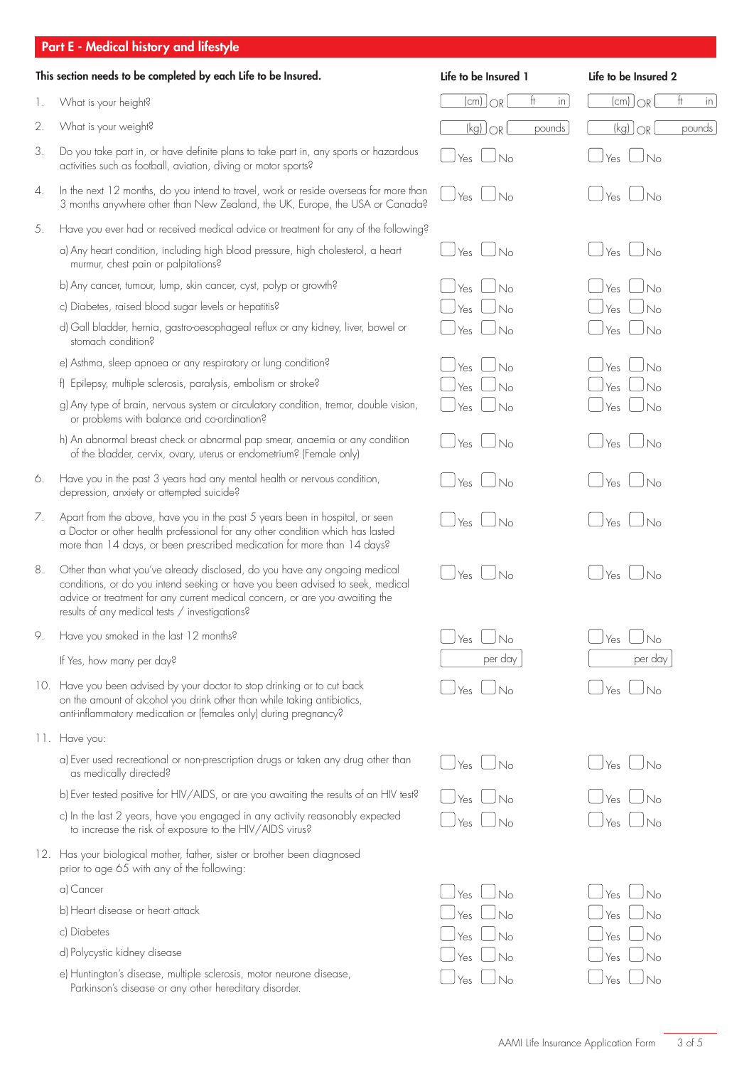## Part E - Medical history and lifestyle

| This section needs to be completed by each Life to be Insured. | Life to be Insured 1 | Life to be Insured 2 |
|---|---|---|
| 1. What is your height? | (cm) OR ft in | (cm) OR ft in |
| 2. What is your weight? | (kg) OR pounds | (kg) OR pounds |
| 3. Do you take part in, or have definite plans to take part in, any sports or hazardous activities such as football, aviation, diving or motor sports? | ☐ Yes ☐ No | ☐ Yes ☐ No |
| 4. In the next 12 months, do you intend to travel, work or reside overseas for more than 3 months anywhere other than New Zealand, the UK, Europe, the USA or Canada? | ☐ Yes ☐ No | ☐ Yes ☐ No |
| 5. Have you ever had or received medical advice or treatment for any of the following? | | |
| a) Any heart condition, including high blood pressure, high cholesterol, a heart murmur, chest pain or palpitations? | ☐ Yes ☐ No | ☐ Yes ☐ No |
| b) Any cancer, tumour, lump, skin cancer, cyst, polyp or growth? | ☐ Yes ☐ No | ☐ Yes ☐ No |
| c) Diabetes, raised blood sugar levels or hepatitis? | ☐ Yes ☐ No | ☐ Yes ☐ No |
| d) Gall bladder, hernia, gastro-oesophageal reflux or any kidney, liver, bowel or stomach condition? | ☐ Yes ☐ No | ☐ Yes ☐ No |
| e) Asthma, sleep apnoea or any respiratory or lung condition? | ☐ Yes ☐ No | ☐ Yes ☐ No |
| f) Epilepsy, multiple sclerosis, paralysis, embolism or stroke? | ☐ Yes ☐ No | ☐ Yes ☐ No |
| g) Any type of brain, nervous system or circulatory condition, tremor, double vision, or problems with balance and co-ordination? | ☐ Yes ☐ No | ☐ Yes ☐ No |
| h) An abnormal breast check or abnormal pap smear, anaemia or any condition of the bladder, cervix, ovary, uterus or endometrium? (Female only) | ☐ Yes ☐ No | ☐ Yes ☐ No |
| 6. Have you in the past 3 years had any mental health or nervous condition, depression, anxiety or attempted suicide? | ☐ Yes ☐ No | ☐ Yes ☐ No |
| 7. Apart from the above, have you in the past 5 years been in hospital, or seen a Doctor or other health professional for any other condition which has lasted more than 14 days, or been prescribed medication for more than 14 days? | ☐ Yes ☐ No | ☐ Yes ☐ No |
| 8. Other than what you've already disclosed, do you have any ongoing medical conditions, or do you intend seeking or have you been advised to seek, medical advice or treatment for any current medical concern, or are you awaiting the results of any medical tests / investigations? | ☐ Yes ☐ No | ☐ Yes ☐ No |
| 9. Have you smoked in the last 12 months? | ☐ Yes ☐ No | ☐ Yes ☐ No |
| If Yes, how many per day? | per day | per day |
| 10. Have you been advised by your doctor to stop drinking or to cut back on the amount of alcohol you drink other than while taking antibiotics, anti-inflammatory medication or (females only) during pregnancy? | ☐ Yes ☐ No | ☐ Yes ☐ No |
| 11. Have you: | | |
| a) Ever used recreational or non-prescription drugs or taken any drug other than as medically directed? | ☐ Yes ☐ No | ☐ Yes ☐ No |
| b) Ever tested positive for HIV/AIDS, or are you awaiting the results of an HIV test? | ☐ Yes ☐ No | ☐ Yes ☐ No |
| c) In the last 2 years, have you engaged in any activity reasonably expected to increase the risk of exposure to the HIV/AIDS virus? | ☐ Yes ☐ No | ☐ Yes ☐ No |
| 12. Has your biological mother, father, sister or brother been diagnosed prior to age 65 with any of the following: | | |
| a) Cancer | ☐ Yes ☐ No | ☐ Yes ☐ No |
| b) Heart disease or heart attack | ☐ Yes ☐ No | ☐ Yes ☐ No |
| c) Diabetes | ☐ Yes ☐ No | ☐ Yes ☐ No |
| d) Polycystic kidney disease | ☐ Yes ☐ No | ☐ Yes ☐ No |
| e) Huntington's disease, multiple sclerosis, motor neurone disease, Parkinson's disease or any other hereditary disorder. | ☐ Yes ☐ No | ☐ Yes ☐ No |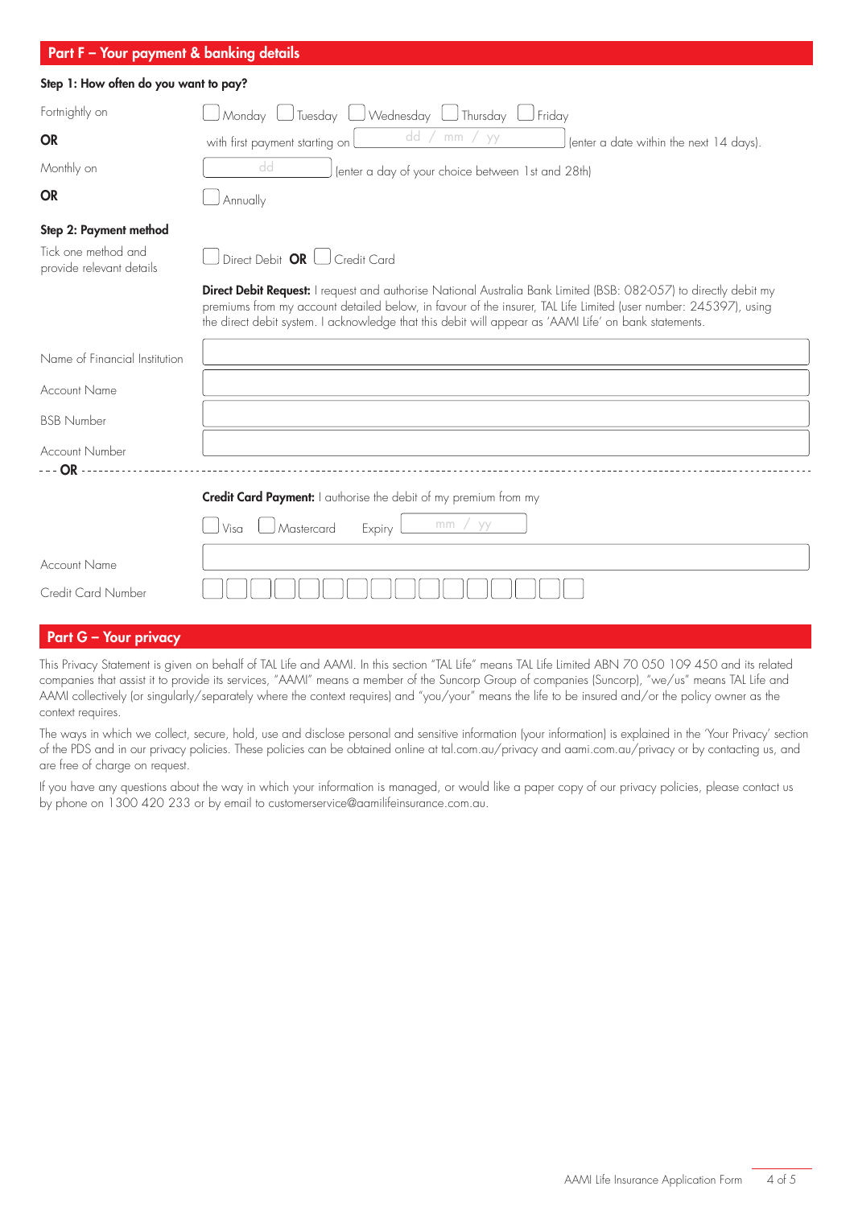## Part F – Your payment & banking details

**Step 1: How often do you want to pay?**

Fortnightly on ☐ Monday ☐ Tuesday ☐ Wednesday ☐ Thursday ☐ Friday

**OR** with first payment starting on dd / mm / yy (enter a date within the next 14 days).

Monthly on dd (enter a day of your choice between 1st and 28th)

**OR** ☐ Annually

**Step 2: Payment method**

Tick one method and provide relevant details

☐ Direct Debit **OR** ☐ Credit Card

**Direct Debit Request:** I request and authorise National Australia Bank Limited (BSB: 082-057) to directly debit my premiums from my account detailed below, in favour of the insurer, TAL Life Limited (user number: 245397), using the direct debit system. I acknowledge that this debit will appear as 'AAMI Life' on bank statements.

Name of Financial Institution

Account Name

BSB Number

Account Number

**OR**

**Credit Card Payment:** I authorise the debit of my premium from my

☐ Visa ☐ Mastercard Expiry mm / yy

Account Name

Credit Card Number

## Part G – Your privacy

This Privacy Statement is given on behalf of TAL Life and AAMI. In this section "TAL Life" means TAL Life Limited ABN 70 050 109 450 and its related companies that assist it to provide its services, "AAMI" means a member of the Suncorp Group of companies (Suncorp), "we/us" means TAL Life and AAMI collectively (or singularly/separately where the context requires) and "you/your" means the life to be insured and/or the policy owner as the context requires.

The ways in which we collect, secure, hold, use and disclose personal and sensitive information (your information) is explained in the 'Your Privacy' section of the PDS and in our privacy policies. These policies can be obtained online at tal.com.au/privacy and aami.com.au/privacy or by contacting us, and are free of charge on request.

If you have any questions about the way in which your information is managed, or would like a paper copy of our privacy policies, please contact us by phone on 1300 420 233 or by email to customerservice@aamilifeinsurance.com.au.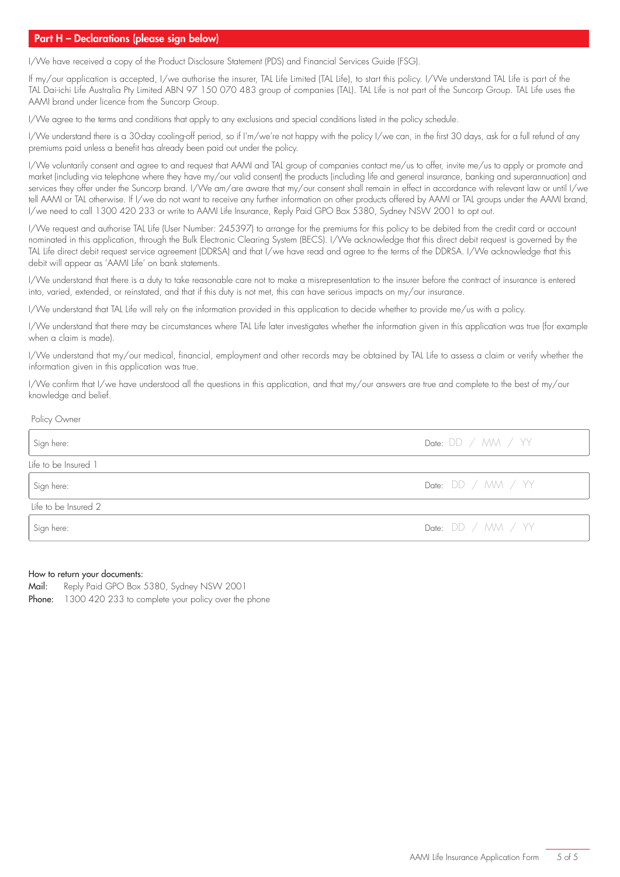## Part H – Declarations (please sign below)

I/We have received a copy of the Product Disclosure Statement (PDS) and Financial Services Guide (FSG).

If my/our application is accepted, I/we authorise the insurer, TAL Life Limited (TAL Life), to start this policy. I/We understand TAL Life is part of the TAL Dai-ichi Life Australia Pty Limited ABN 97 150 070 483 group of companies (TAL). TAL Life is not part of the Suncorp Group. TAL Life uses the AAMI brand under licence from the Suncorp Group.

I/We agree to the terms and conditions that apply to any exclusions and special conditions listed in the policy schedule.

I/We understand there is a 30-day cooling-off period, so if I'm/we're not happy with the policy I/we can, in the first 30 days, ask for a full refund of any premiums paid unless a benefit has already been paid out under the policy.

I/We voluntarily consent and agree to and request that AAMI and TAL group of companies contact me/us to offer, invite me/us to apply or promote and market (including via telephone where they have my/our valid consent) the products (including life and general insurance, banking and superannuation) and services they offer under the Suncorp brand. I/We am/are aware that my/our consent shall remain in effect in accordance with relevant law or until I/we tell AAMI or TAL otherwise. If I/we do not want to receive any further information on other products offered by AAMI or TAL groups under the AAMI brand, I/we need to call 1300 420 233 or write to AAMI Life Insurance, Reply Paid GPO Box 5380, Sydney NSW 2001 to opt out.

I/We request and authorise TAL Life (User Number: 245397) to arrange for the premiums for this policy to be debited from the credit card or account nominated in this application, through the Bulk Electronic Clearing System (BECS). I/We acknowledge that this direct debit request is governed by the TAL Life direct debit request service agreement (DDRSA) and that I/we have read and agree to the terms of the DDRSA. I/We acknowledge that this debit will appear as 'AAMI Life' on bank statements.

I/We understand that there is a duty to take reasonable care not to make a misrepresentation to the insurer before the contract of insurance is entered into, varied, extended, or reinstated, and that if this duty is not met, this can have serious impacts on my/our insurance.

I/We understand that TAL Life will rely on the information provided in this application to decide whether to provide me/us with a policy.

I/We understand that there may be circumstances where TAL Life later investigates whether the information given in this application was true (for example when a claim is made).

I/We understand that my/our medical, financial, employment and other records may be obtained by TAL Life to assess a claim or verify whether the information given in this application was true.

I/We confirm that I/we have understood all the questions in this application, and that my/our answers are true and complete to the best of my/our knowledge and belief.

Policy Owner

| | |
|---|---|
| Sign here: | Date: DD / MM / YY |

Life to be Insured 1

| | |
|---|---|
| Sign here: | Date: DD / MM / YY |

Life to be Insured 2

| | |
|---|---|
| Sign here: | Date: DD / MM / YY |

How to return your documents:

**Mail:** Reply Paid GPO Box 5380, Sydney NSW 2001

**Phone:** 1300 420 233 to complete your policy over the phone